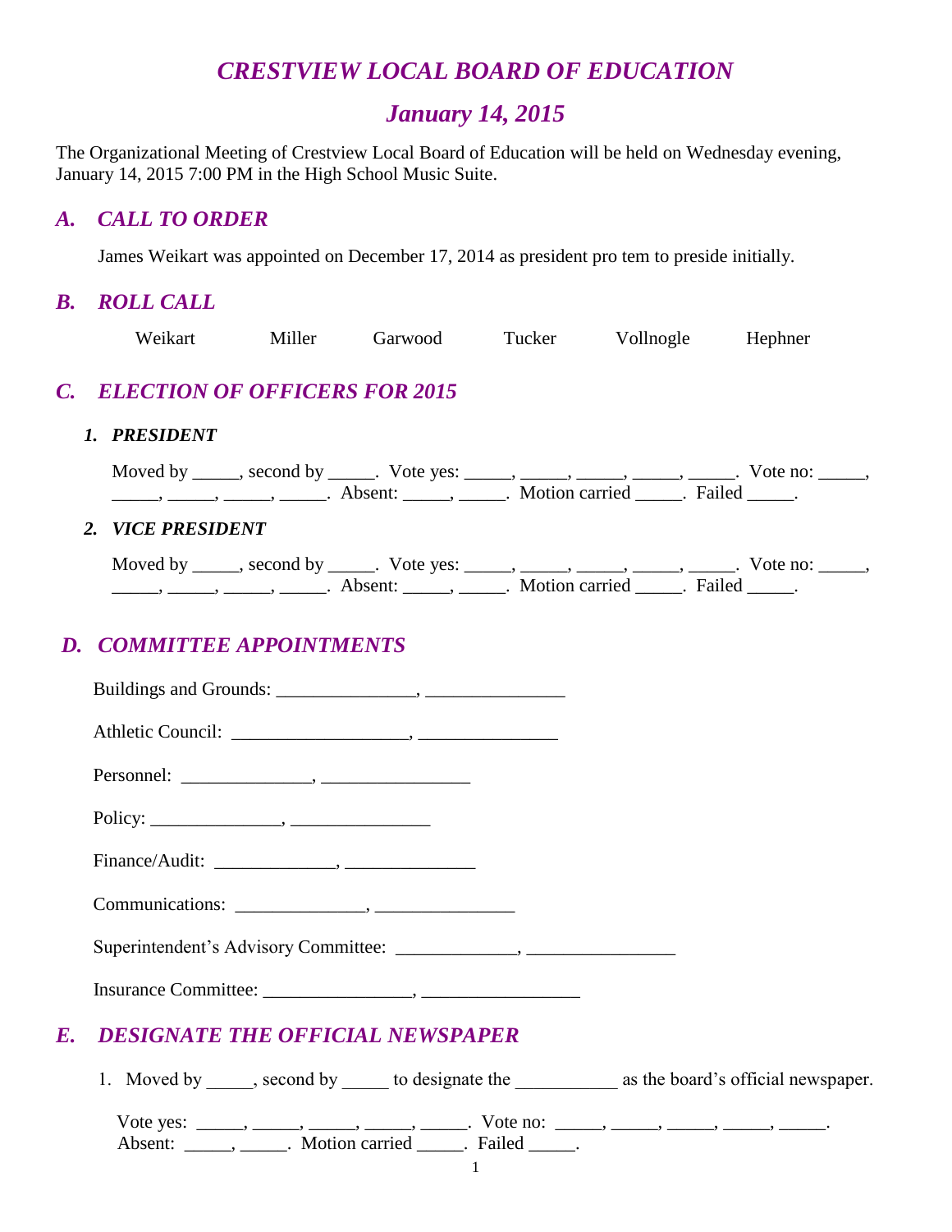# *CRESTVIEW LOCAL BOARD OF EDUCATION*

## *January 14, 2015*

The Organizational Meeting of Crestview Local Board of Education will be held on Wednesday evening, January 14, 2015 7:00 PM in the High School Music Suite.

## *A. CALL TO ORDER*

James Weikart was appointed on December 17, 2014 as president pro tem to preside initially.

## *B. ROLL CALL*

Weikart   Miller   Garwood   Tucker   Vollnogle   Hephner

## *C. ELECTION OF OFFICERS FOR 2015*

### *1. PRESIDENT*

Moved by _____, second by _____. Vote yes: _____, _____, _____, _____, _____. Vote no: _____, _____, _____, _____, _____. Absent: _____, _____. Motion carried _____. Failed _____.

### *2. VICE PRESIDENT*

Moved by _____, second by _____. Vote yes: _____, _____, _____, _____, _____. Vote no: _____, _____, _____, _____, _____. Absent: _____, _____. Motion carried _____. Failed _____.

## *D. COMMITTEE APPOINTMENTS*

Buildings and Grounds: _______________, _______________

Athletic Council: ___________________, _______________

Personnel: ______________, ________________

Policy: ______________, _______________

Finance/Audit: _____________, ______________

Communications: ______________, _______________

Superintendent's Advisory Committee: _____________, ________________

Insurance Committee: ________________, _________________

## *E. DESIGNATE THE OFFICIAL NEWSPAPER*

1. Moved by _____, second by _____ to designate the ___________ as the board's official newspaper.

Vote yes: _____, _____, _____, _____, _____. Vote no: _____, _____, _____, _____, _____. Absent: _____, _____. Motion carried _____. Failed _____.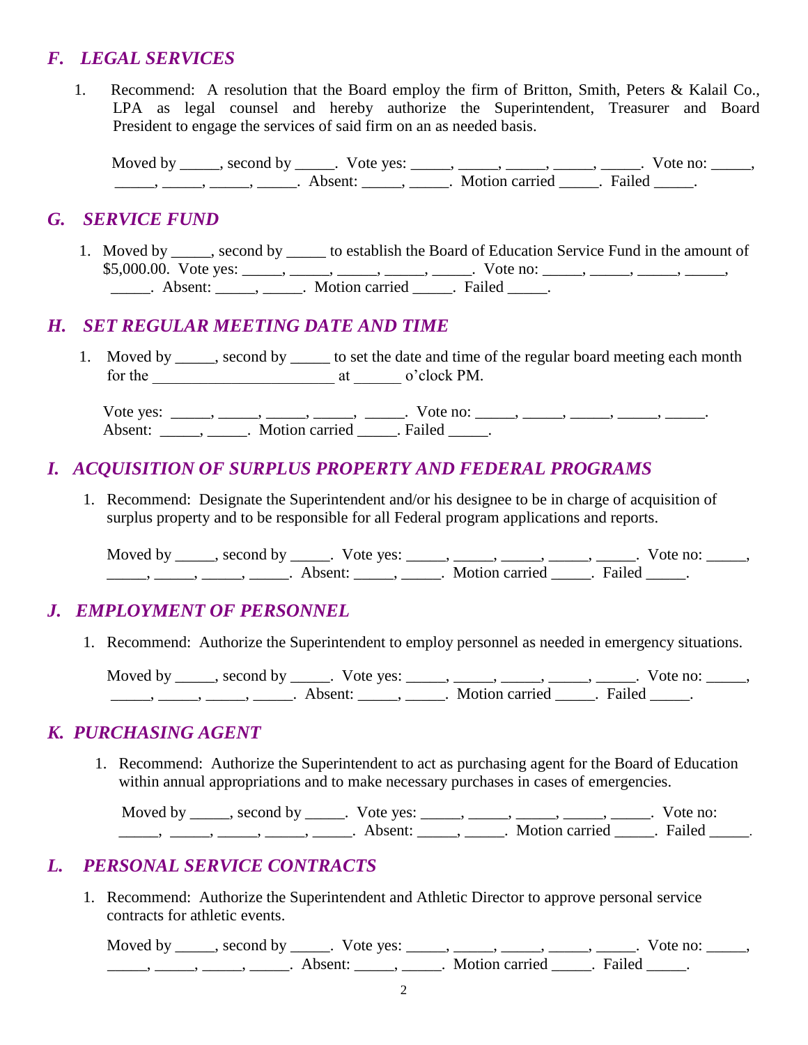## *F. LEGAL SERVICES*

1. Recommend: A resolution that the Board employ the firm of Britton, Smith, Peters & Kalail Co., LPA as legal counsel and hereby authorize the Superintendent, Treasurer and Board President to engage the services of said firm on an as needed basis.

   Moved by _____, second by _____. Vote yes: _____, _____, _____, _____, _____. Vote no: _____, _____, _____, _____, _____. Absent: _____, _____. Motion carried _____. Failed _____.

## *G. SERVICE FUND*

1. Moved by _____, second by _____ to establish the Board of Education Service Fund in the amount of $5,000.00. Vote yes: _____, _____, _____, _____, _____. Vote no: _____, _____, _____, _____, _____. Absent: _____, _____. Motion carried _____. Failed _____.

## *H. SET REGULAR MEETING DATE AND TIME*

1. Moved by _____, second by _____ to set the date and time of the regular board meeting each month for the _______________________ at ______ o'clock PM.

   Vote yes: _____, _____, _____, _____, _____. Vote no: _____, _____, _____, _____, _____. Absent: _____, _____. Motion carried _____. Failed _____.

## *I. ACQUISITION OF SURPLUS PROPERTY AND FEDERAL PROGRAMS*

1. Recommend: Designate the Superintendent and/or his designee to be in charge of acquisition of surplus property and to be responsible for all Federal program applications and reports.

   Moved by _____, second by _____. Vote yes: _____, _____, _____, _____, _____. Vote no: _____, _____, _____, _____, _____. Absent: _____, _____. Motion carried _____. Failed _____.

## *J. EMPLOYMENT OF PERSONNEL*

1. Recommend: Authorize the Superintendent to employ personnel as needed in emergency situations.

   Moved by _____, second by _____. Vote yes: _____, _____, _____, _____, _____. Vote no: _____, _____, _____, _____, _____. Absent: _____, _____. Motion carried _____. Failed _____.

## *K. PURCHASING AGENT*

1. Recommend: Authorize the Superintendent to act as purchasing agent for the Board of Education within annual appropriations and to make necessary purchases in cases of emergencies.

   Moved by _____, second by _____. Vote yes: _____, _____, _____, _____, _____. Vote no: _____, _____, _____, _____, _____. Absent: _____, _____. Motion carried _____. Failed _____.

## *L. PERSONAL SERVICE CONTRACTS*

1. Recommend: Authorize the Superintendent and Athletic Director to approve personal service contracts for athletic events.

   Moved by _____, second by _____. Vote yes: _____, _____, _____, _____, _____. Vote no: _____, _____, _____, _____, _____. Absent: _____, _____. Motion carried _____. Failed _____.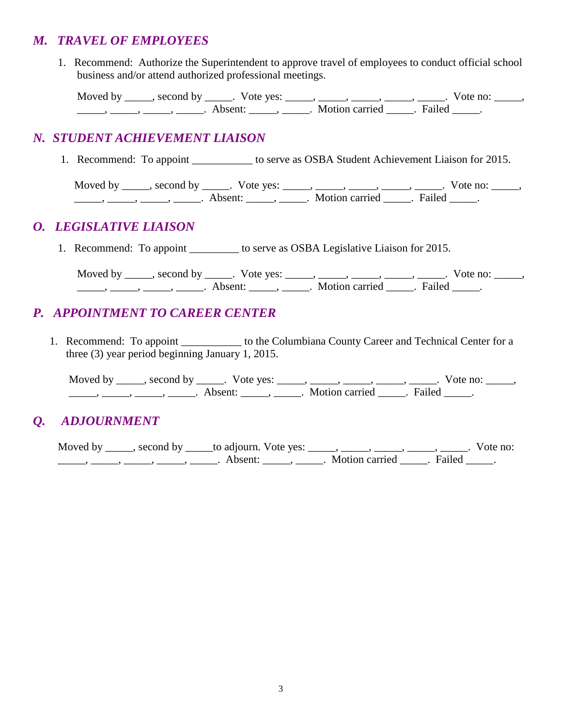## *M. TRAVEL OF EMPLOYEES*

1. Recommend: Authorize the Superintendent to approve travel of employees to conduct official school business and/or attend authorized professional meetings.

   Moved by _____, second by _____. Vote yes: _____, _____, _____, _____, _____. Vote no: _____, _____, _____, _____, _____. Absent: _____, _____. Motion carried _____. Failed _____.

## *N. STUDENT ACHIEVEMENT LIAISON*

1. Recommend: To appoint ___________ to serve as OSBA Student Achievement Liaison for 2015.

   Moved by _____, second by _____. Vote yes: _____, _____, _____, _____, _____. Vote no: _____, _____, _____, _____, _____. Absent: _____, _____. Motion carried _____. Failed _____.

## *O. LEGISLATIVE LIAISON*

1. Recommend: To appoint _________ to serve as OSBA Legislative Liaison for 2015.

   Moved by _____, second by _____. Vote yes: _____, _____, _____, _____, _____. Vote no: _____, _____, _____, _____, _____. Absent: _____, _____. Motion carried _____. Failed _____.

## *P. APPOINTMENT TO CAREER CENTER*

1. Recommend: To appoint ___________ to the Columbiana County Career and Technical Center for a three (3) year period beginning January 1, 2015.

   Moved by _____, second by _____. Vote yes: _____, _____, _____, _____, _____. Vote no: _____, _____, _____, _____, _____. Absent: _____, _____. Motion carried _____. Failed _____.

## *Q. ADJOURNMENT*

Moved by _____, second by _____to adjourn. Vote yes: _____, _____, _____, _____, _____. Vote no: _____, _____, _____, _____, _____. Absent: _____, _____. Motion carried _____. Failed _____.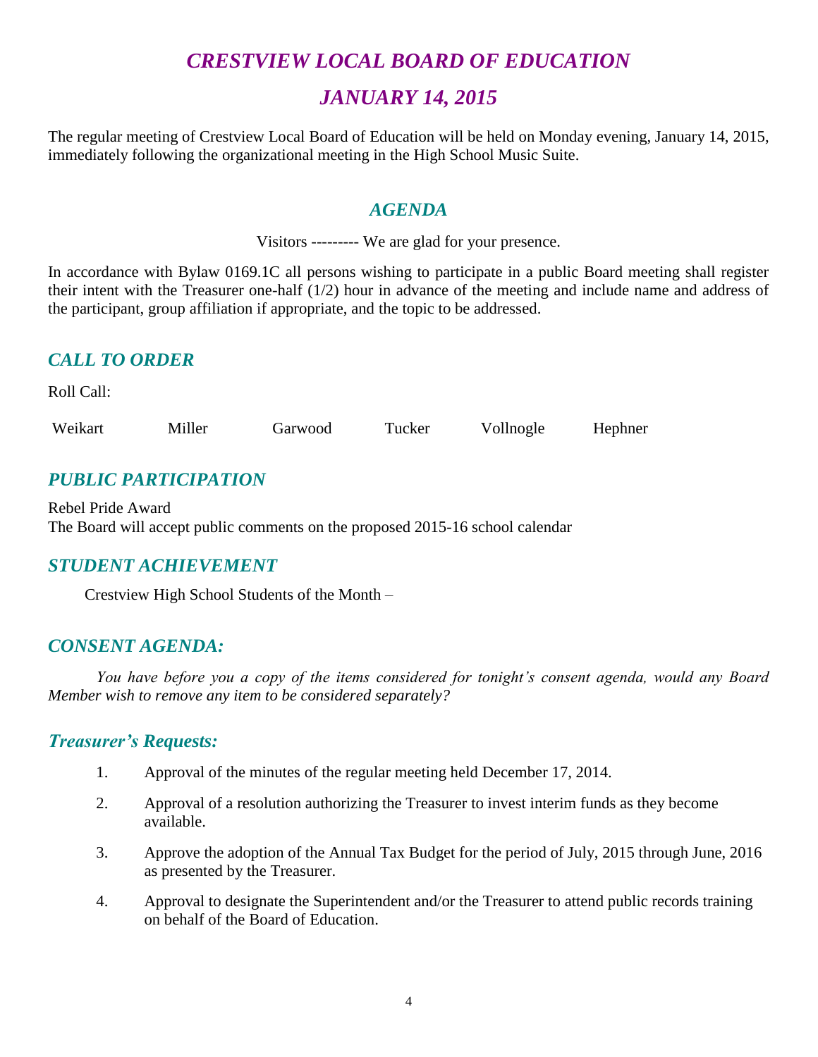# *CRESTVIEW LOCAL BOARD OF EDUCATION*

# *JANUARY 14, 2015*

The regular meeting of Crestview Local Board of Education will be held on Monday evening, January 14, 2015, immediately following the organizational meeting in the High School Music Suite.

## *AGENDA*

Visitors --------- We are glad for your presence.

In accordance with Bylaw 0169.1C all persons wishing to participate in a public Board meeting shall register their intent with the Treasurer one-half (1/2) hour in advance of the meeting and include name and address of the participant, group affiliation if appropriate, and the topic to be addressed.

## *CALL TO ORDER*

Roll Call:

Weikart Miller Garwood Tucker Vollnogle Hephner

## *PUBLIC PARTICIPATION*

Rebel Pride Award
The Board will accept public comments on the proposed 2015-16 school calendar

## *STUDENT ACHIEVEMENT*

Crestview High School Students of the Month –

## *CONSENT AGENDA:*

*You have before you a copy of the items considered for tonight's consent agenda, would any Board Member wish to remove any item to be considered separately?*

## *Treasurer's Requests:*

1. Approval of the minutes of the regular meeting held December 17, 2014.
2. Approval of a resolution authorizing the Treasurer to invest interim funds as they become available.
3. Approve the adoption of the Annual Tax Budget for the period of July, 2015 through June, 2016 as presented by the Treasurer.
4. Approval to designate the Superintendent and/or the Treasurer to attend public records training on behalf of the Board of Education.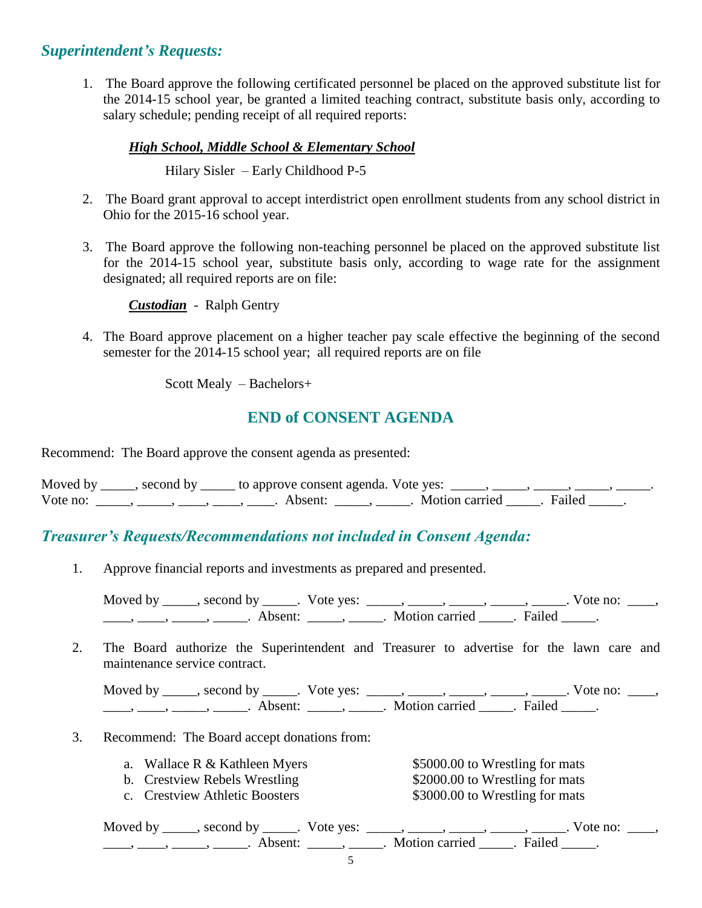## *Superintendent's Requests:*

1. The Board approve the following certificated personnel be placed on the approved substitute list for the 2014-15 school year, be granted a limited teaching contract, substitute basis only, according to salary schedule; pending receipt of all required reports:

   ***High School, Middle School & Elementary School***

   Hilary Sisler – Early Childhood P-5

2. The Board grant approval to accept interdistrict open enrollment students from any school district in Ohio for the 2015-16 school year.

3. The Board approve the following non-teaching personnel be placed on the approved substitute list for the 2014-15 school year, substitute basis only, according to wage rate for the assignment designated; all required reports are on file:

   ***Custodian*** - Ralph Gentry

4. The Board approve placement on a higher teacher pay scale effective the beginning of the second semester for the 2014-15 school year; all required reports are on file

   Scott Mealy – Bachelors+

## END of CONSENT AGENDA

Recommend: The Board approve the consent agenda as presented:

Moved by _____, second by _____ to approve consent agenda. Vote yes: _____, _____, _____, _____, _____. Vote no: _____, _____, ____, ____, ____. Absent: _____, _____. Motion carried _____. Failed _____.

## *Treasurer's Requests/Recommendations not included in Consent Agenda:*

1. Approve financial reports and investments as prepared and presented.

   Moved by _____, second by _____. Vote yes: _____, _____, _____, _____, _____. Vote no: ____, ____, ____, _____, _____. Absent: _____, _____. Motion carried _____. Failed _____.

2. The Board authorize the Superintendent and Treasurer to advertise for the lawn care and maintenance service contract.

   Moved by _____, second by _____. Vote yes: _____, _____, _____, _____, _____. Vote no: ____, ____, ____, _____, _____. Absent: _____, _____. Motion carried _____. Failed _____.

3. Recommend: The Board accept donations from:

   a. Wallace R & Kathleen Myers — $5000.00 to Wrestling for mats
   b. Crestview Rebels Wrestling — $2000.00 to Wrestling for mats
   c. Crestview Athletic Boosters — $3000.00 to Wrestling for mats

   Moved by _____, second by _____. Vote yes: _____, _____, _____, _____, _____. Vote no: ____, ____, ____, _____, _____. Absent: _____, _____. Motion carried _____. Failed _____.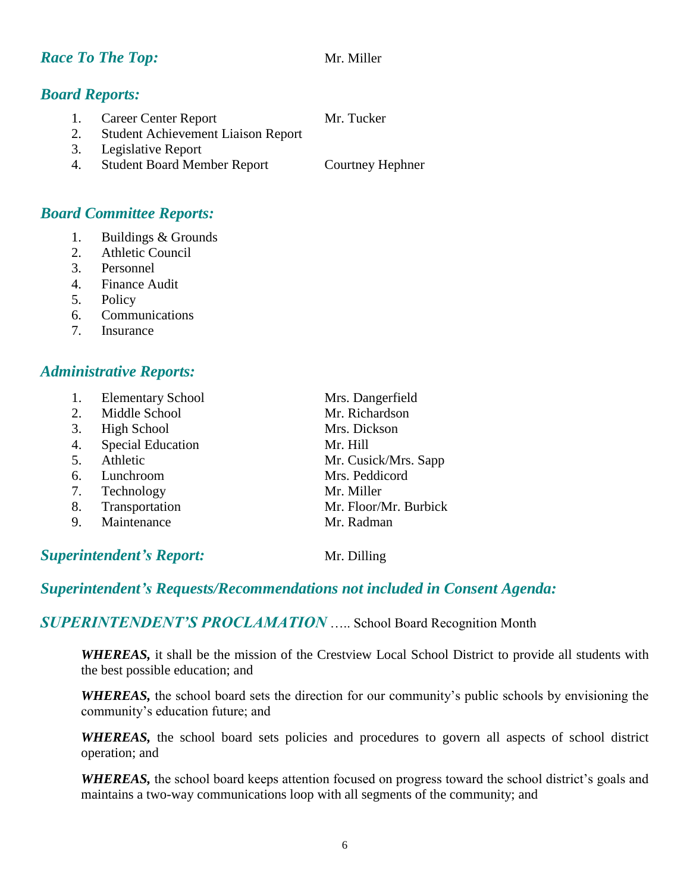### *Race To The Top:* Mr. Miller

### *Board Reports:*

1. Career Center Report — Mr. Tucker
2. Student Achievement Liaison Report
3. Legislative Report
4. Student Board Member Report — Courtney Hephner

### *Board Committee Reports:*

1. Buildings & Grounds
2. Athletic Council
3. Personnel
4. Finance Audit
5. Policy
6. Communications
7. Insurance

### *Administrative Reports:*

1. Elementary School — Mrs. Dangerfield
2. Middle School — Mr. Richardson
3. High School — Mrs. Dickson
4. Special Education — Mr. Hill
5. Athletic — Mr. Cusick/Mrs. Sapp
6. Lunchroom — Mrs. Peddicord
7. Technology — Mr. Miller
8. Transportation — Mr. Floor/Mr. Burbick
9. Maintenance — Mr. Radman

### *Superintendent's Report:* Mr. Dilling

### *Superintendent's Requests/Recommendations not included in Consent Agenda:*

### *SUPERINTENDENT'S PROCLAMATION* ….. School Board Recognition Month

***WHEREAS,*** it shall be the mission of the Crestview Local School District to provide all students with the best possible education; and

***WHEREAS,*** the school board sets the direction for our community's public schools by envisioning the community's education future; and

***WHEREAS,*** the school board sets policies and procedures to govern all aspects of school district operation; and

***WHEREAS,*** the school board keeps attention focused on progress toward the school district's goals and maintains a two-way communications loop with all segments of the community; and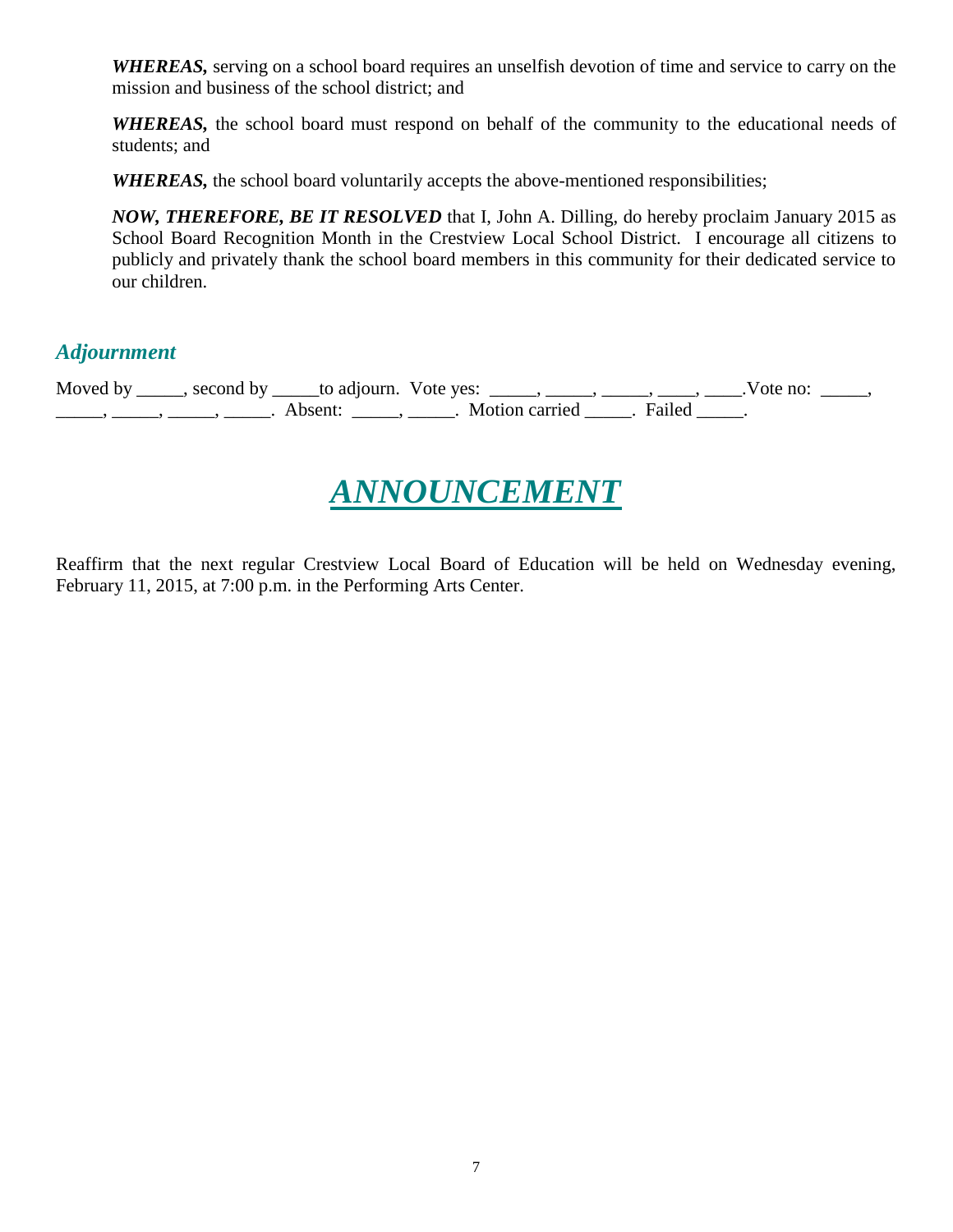***WHEREAS,*** serving on a school board requires an unselfish devotion of time and service to carry on the mission and business of the school district; and

***WHEREAS,*** the school board must respond on behalf of the community to the educational needs of students; and

***WHEREAS,*** the school board voluntarily accepts the above-mentioned responsibilities;

***NOW, THEREFORE, BE IT RESOLVED*** that I, John A. Dilling, do hereby proclaim January 2015 as School Board Recognition Month in the Crestview Local School District. I encourage all citizens to publicly and privately thank the school board members in this community for their dedicated service to our children.

## *Adjournment*

Moved by _____, second by _____to adjourn. Vote yes: _____, _____, _____, ____, ____.Vote no: _____, _____, _____, _____, _____. Absent: _____, _____. Motion carried _____. Failed _____.

# *ANNOUNCEMENT*

Reaffirm that the next regular Crestview Local Board of Education will be held on Wednesday evening, February 11, 2015, at 7:00 p.m. in the Performing Arts Center.